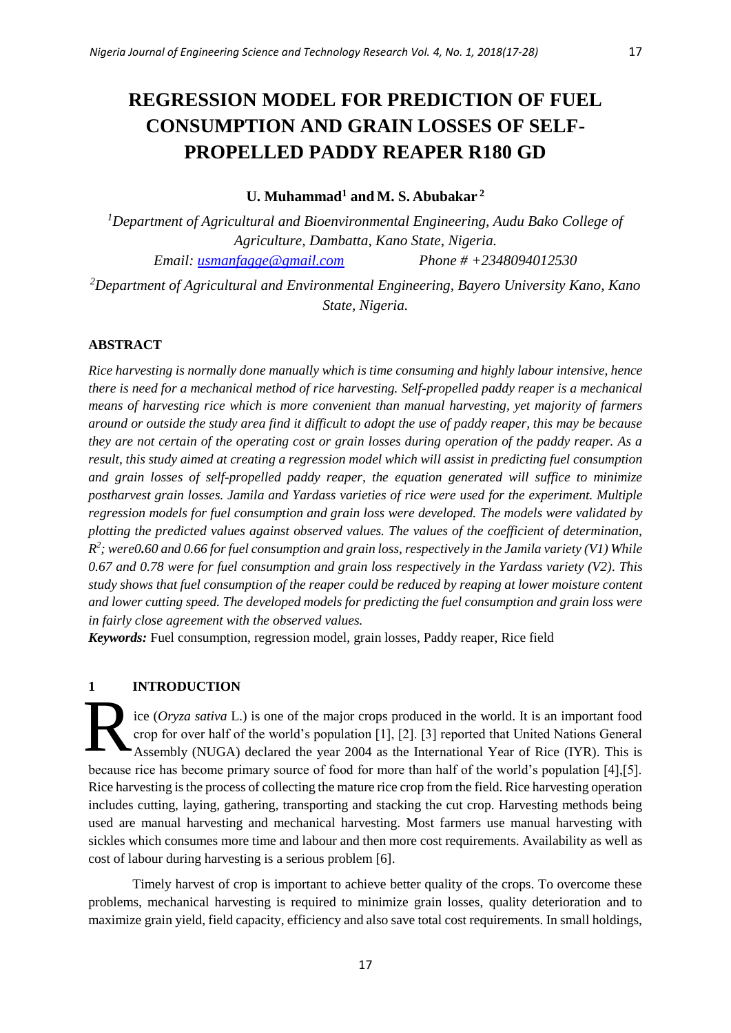# REGRESSION MODEL FOR PREDICTION OF FUEL CONSUMPTION AND GRAIN LOSSES OF SELF-PROPELLED PADDY REAPER R180 GD

**U. Muhammad[1] and M. S. Abubakar[2]**

[1]*Department of Agricultural and Bioenvironmental Engineering, Audu Bako College of Agriculture, Dambatta, Kano State, Nigeria.*

*Email: usmanfagge@gmail.com Phone # +2348094012530*

[2]*Department of Agricultural and Environmental Engineering, Bayero University Kano, Kano State, Nigeria.*

## ABSTRACT

*Rice harvesting is normally done manually which is time consuming and highly labour intensive, hence there is need for a mechanical method of rice harvesting. Self-propelled paddy reaper is a mechanical means of harvesting rice which is more convenient than manual harvesting, yet majority of farmers around or outside the study area find it difficult to adopt the use of paddy reaper, this may be because they are not certain of the operating cost or grain losses during operation of the paddy reaper. As a result, this study aimed at creating a regression model which will assist in predicting fuel consumption and grain losses of self-propelled paddy reaper, the equation generated will suffice to minimize postharvest grain losses. Jamila and Yardass varieties of rice were used for the experiment. Multiple regression models for fuel consumption and grain loss were developed. The models were validated by plotting the predicted values against observed values. The values of the coefficient of determination, $R^2$; were0.60 and 0.66 for fuel consumption and grain loss, respectively in the Jamila variety (V1) While 0.67 and 0.78 were for fuel consumption and grain loss respectively in the Yardass variety (V2). This study shows that fuel consumption of the reaper could be reduced by reaping at lower moisture content and lower cutting speed. The developed models for predicting the fuel consumption and grain loss were in fairly close agreement with the observed values.*

***Keywords:*** Fuel consumption, regression model, grain losses, Paddy reaper, Rice field

## 1 INTRODUCTION

Rice (*Oryza sativa* L.) is one of the major crops produced in the world. It is an important food crop for over half of the world's population [1], [2]. [3] reported that United Nations General Assembly (NUGA) declared the year 2004 as the International Year of Rice (IYR). This is because rice has become primary source of food for more than half of the world's population [4],[5]. Rice harvesting is the process of collecting the mature rice crop from the field. Rice harvesting operation includes cutting, laying, gathering, transporting and stacking the cut crop. Harvesting methods being used are manual harvesting and mechanical harvesting. Most farmers use manual harvesting with sickles which consumes more time and labour and then more cost requirements. Availability as well as cost of labour during harvesting is a serious problem [6].

Timely harvest of crop is important to achieve better quality of the crops. To overcome these problems, mechanical harvesting is required to minimize grain losses, quality deterioration and to maximize grain yield, field capacity, efficiency and also save total cost requirements. In small holdings,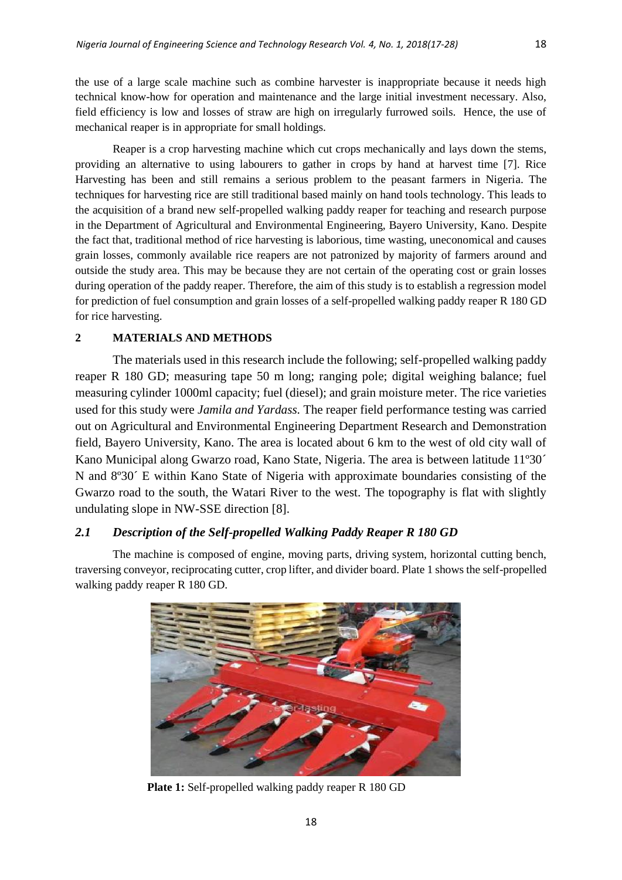the use of a large scale machine such as combine harvester is inappropriate because it needs high technical know-how for operation and maintenance and the large initial investment necessary. Also, field efficiency is low and losses of straw are high on irregularly furrowed soils. Hence, the use of mechanical reaper is in appropriate for small holdings.

Reaper is a crop harvesting machine which cut crops mechanically and lays down the stems, providing an alternative to using labourers to gather in crops by hand at harvest time [7]. Rice Harvesting has been and still remains a serious problem to the peasant farmers in Nigeria. The techniques for harvesting rice are still traditional based mainly on hand tools technology. This leads to the acquisition of a brand new self-propelled walking paddy reaper for teaching and research purpose in the Department of Agricultural and Environmental Engineering, Bayero University, Kano. Despite the fact that, traditional method of rice harvesting is laborious, time wasting, uneconomical and causes grain losses, commonly available rice reapers are not patronized by majority of farmers around and outside the study area. This may be because they are not certain of the operating cost or grain losses during operation of the paddy reaper. Therefore, the aim of this study is to establish a regression model for prediction of fuel consumption and grain losses of a self-propelled walking paddy reaper R 180 GD for rice harvesting.

## 2 MATERIALS AND METHODS

The materials used in this research include the following; self-propelled walking paddy reaper R 180 GD; measuring tape 50 m long; ranging pole; digital weighing balance; fuel measuring cylinder 1000ml capacity; fuel (diesel); and grain moisture meter. The rice varieties used for this study were *Jamila and Yardass.* The reaper field performance testing was carried out on Agricultural and Environmental Engineering Department Research and Demonstration field, Bayero University, Kano. The area is located about 6 km to the west of old city wall of Kano Municipal along Gwarzo road, Kano State, Nigeria. The area is between latitude 11º30´ N and 8º30´ E within Kano State of Nigeria with approximate boundaries consisting of the Gwarzo road to the south, the Watari River to the west. The topography is flat with slightly undulating slope in NW-SSE direction [8].

### *2.1 Description of the Self-propelled Walking Paddy Reaper R 180 GD*

The machine is composed of engine, moving parts, driving system, horizontal cutting bench, traversing conveyor, reciprocating cutter, crop lifter, and divider board. Plate 1 shows the self-propelled walking paddy reaper R 180 GD.

**Plate 1:** Self-propelled walking paddy reaper R 180 GD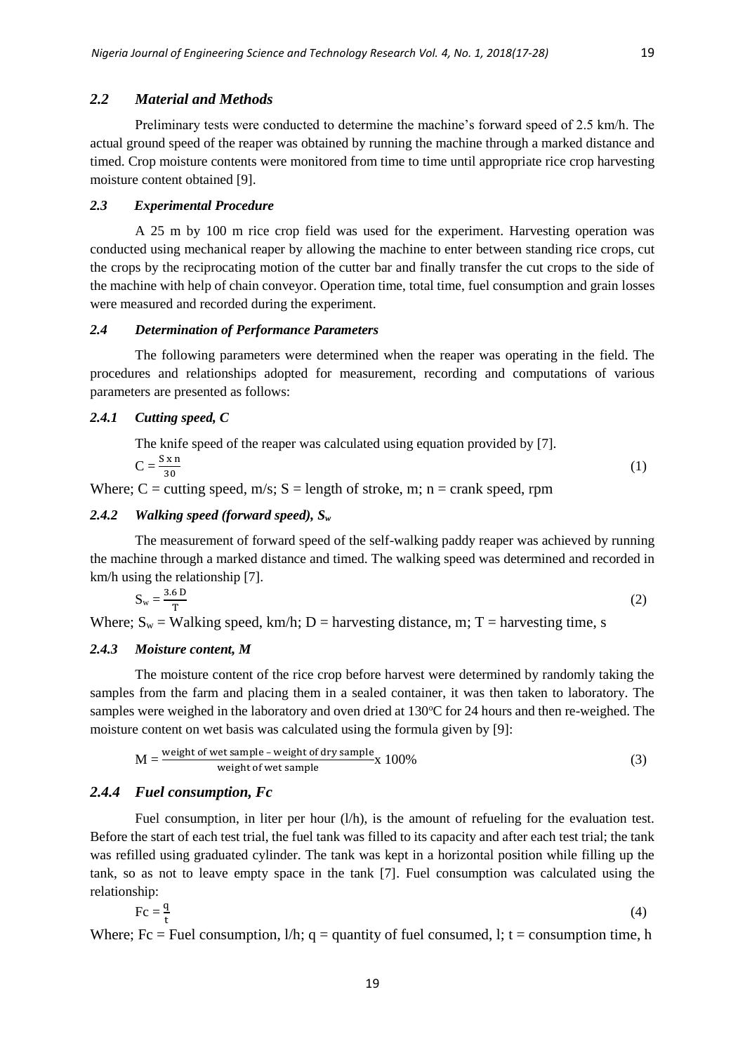### *2.2 Material and Methods*

Preliminary tests were conducted to determine the machine's forward speed of 2.5 km/h. The actual ground speed of the reaper was obtained by running the machine through a marked distance and timed. Crop moisture contents were monitored from time to time until appropriate rice crop harvesting moisture content obtained [9].

### *2.3 Experimental Procedure*

A 25 m by 100 m rice crop field was used for the experiment. Harvesting operation was conducted using mechanical reaper by allowing the machine to enter between standing rice crops, cut the crops by the reciprocating motion of the cutter bar and finally transfer the cut crops to the side of the machine with help of chain conveyor. Operation time, total time, fuel consumption and grain losses were measured and recorded during the experiment.

### *2.4 Determination of Performance Parameters*

The following parameters were determined when the reaper was operating in the field. The procedures and relationships adopted for measurement, recording and computations of various parameters are presented as follows:

#### *2.4.1 Cutting speed, C*

The knife speed of the reaper was calculated using equation provided by [7].

$$C = \frac{S \times n}{30} \tag{1}$$

Where; C = cutting speed, m/s; S = length of stroke, m; n = crank speed, rpm

#### *2.4.2 Walking speed (forward speed), $S_w$*

The measurement of forward speed of the self-walking paddy reaper was achieved by running the machine through a marked distance and timed. The walking speed was determined and recorded in km/h using the relationship [7].

$$S_w = \frac{3.6\,D}{T} \tag{2}$$

Where; $S_w$ = Walking speed, km/h; D = harvesting distance, m; T = harvesting time, s

#### *2.4.3 Moisture content, M*

The moisture content of the rice crop before harvest were determined by randomly taking the samples from the farm and placing them in a sealed container, it was then taken to laboratory. The samples were weighed in the laboratory and oven dried at 130ºC for 24 hours and then re-weighed. The moisture content on wet basis was calculated using the formula given by [9]:

$$M = \frac{\text{weight of wet sample} - \text{weight of dry sample}}{\text{weight of wet sample}} \times 100\% \tag{3}$$

#### *2.4.4 Fuel consumption, Fc*

Fuel consumption, in liter per hour (l/h), is the amount of refueling for the evaluation test. Before the start of each test trial, the fuel tank was filled to its capacity and after each test trial; the tank was refilled using graduated cylinder. The tank was kept in a horizontal position while filling up the tank, so as not to leave empty space in the tank [7]. Fuel consumption was calculated using the relationship:

$$Fc = \frac{q}{t} \tag{4}$$

Where; Fc = Fuel consumption, l/h; q = quantity of fuel consumed, l; t = consumption time, h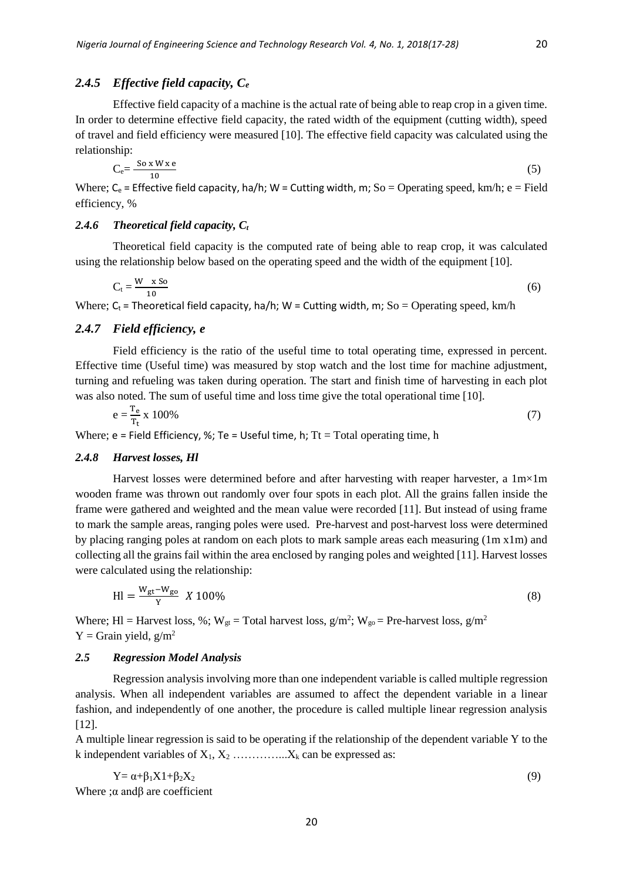### *2.4.5 Effective field capacity, $C_e$*

Effective field capacity of a machine is the actual rate of being able to reap crop in a given time. In order to determine effective field capacity, the rated width of the equipment (cutting width), speed of travel and field efficiency were measured [10]. The effective field capacity was calculated using the relationship:

$$C_e = \frac{So \times W \times e}{10} \tag{5}$$

Where; $C_e$ = Effective field capacity, ha/h; W = Cutting width, m; So = Operating speed, km/h; e = Field efficiency, %

### *2.4.6 Theoretical field capacity, $C_t$*

Theoretical field capacity is the computed rate of being able to reap crop, it was calculated using the relationship below based on the operating speed and the width of the equipment [10].

$$C_t = \frac{W \times So}{10} \tag{6}$$

Where; $C_t$ = Theoretical field capacity, ha/h; W = Cutting width, m; So = Operating speed, km/h

### *2.4.7 Field efficiency, e*

Field efficiency is the ratio of the useful time to total operating time, expressed in percent. Effective time (Useful time) was measured by stop watch and the lost time for machine adjustment, turning and refueling was taken during operation. The start and finish time of harvesting in each plot was also noted. The sum of useful time and loss time give the total operational time [10].

$$e = \frac{T_e}{T_t} \times 100\% \tag{7}$$

Where; e = Field Efficiency, %; Te = Useful time, h; Tt = Total operating time, h

### *2.4.8 Harvest losses, Hl*

Harvest losses were determined before and after harvesting with reaper harvester, a 1m×1m wooden frame was thrown out randomly over four spots in each plot. All the grains fallen inside the frame were gathered and weighted and the mean value were recorded [11]. But instead of using frame to mark the sample areas, ranging poles were used. Pre-harvest and post-harvest loss were determined by placing ranging poles at random on each plots to mark sample areas each measuring (1m x1m) and collecting all the grains fail within the area enclosed by ranging poles and weighted [11]. Harvest losses were calculated using the relationship:

$$Hl = \frac{W_{gt} - W_{go}}{Y} \times 100\% \tag{8}$$

Where; Hl = Harvest loss, %; $W_{gt}$ = Total harvest loss, g/m$^2$; $W_{go}$ = Pre-harvest loss, g/m$^2$
Y = Grain yield, g/m$^2$

### *2.5 Regression Model Analysis*

Regression analysis involving more than one independent variable is called multiple regression analysis. When all independent variables are assumed to affect the dependent variable in a linear fashion, and independently of one another, the procedure is called multiple linear regression analysis [12].

A multiple linear regression is said to be operating if the relationship of the dependent variable Y to the k independent variables of $X_1$, $X_2$ …………...$X_k$ can be expressed as:

$$Y = \alpha + \beta_1 X1 + \beta_2 X_2 \tag{9}$$

Where ;α andβ are coefficient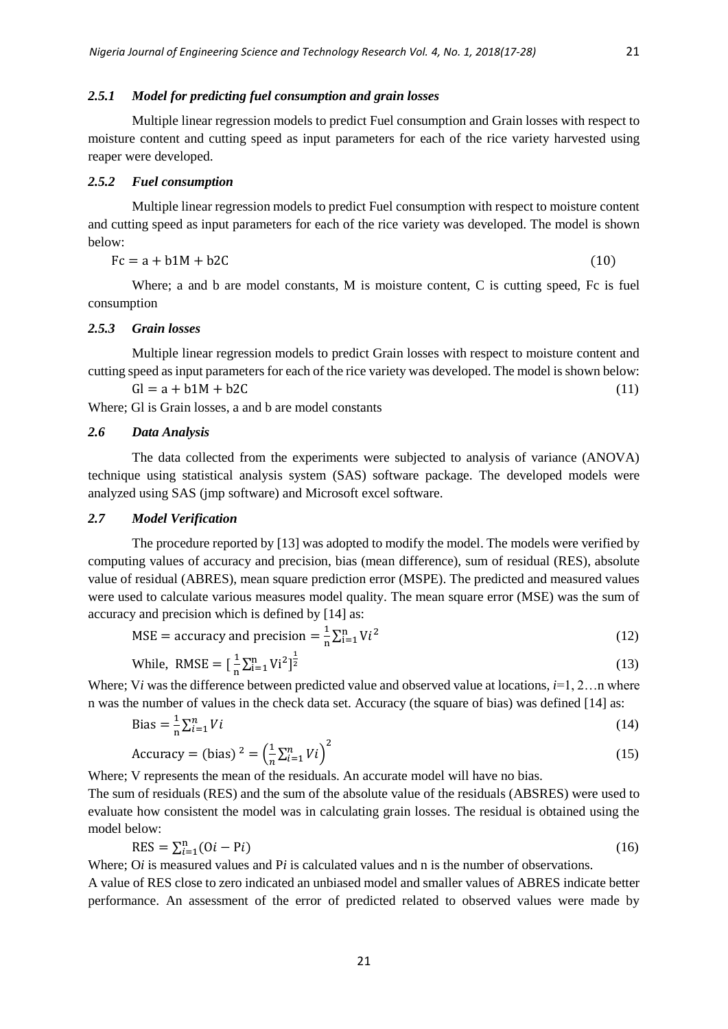### *2.5.1 Model for predicting fuel consumption and grain losses*

Multiple linear regression models to predict Fuel consumption and Grain losses with respect to moisture content and cutting speed as input parameters for each of the rice variety harvested using reaper were developed.

### *2.5.2 Fuel consumption*

Multiple linear regression models to predict Fuel consumption with respect to moisture content and cutting speed as input parameters for each of the rice variety was developed. The model is shown below:

$$\mathrm{Fc} = \mathrm{a} + \mathrm{b1M} + \mathrm{b2C} \tag{10}$$

Where; a and b are model constants, M is moisture content, C is cutting speed, Fc is fuel consumption

### *2.5.3 Grain losses*

Multiple linear regression models to predict Grain losses with respect to moisture content and cutting speed as input parameters for each of the rice variety was developed. The model is shown below:

$$\mathrm{Gl} = \mathrm{a} + \mathrm{b1M} + \mathrm{b2C} \tag{11}$$

Where; Gl is Grain losses, a and b are model constants

## *2.6 Data Analysis*

The data collected from the experiments were subjected to analysis of variance (ANOVA) technique using statistical analysis system (SAS) software package. The developed models were analyzed using SAS (jmp software) and Microsoft excel software.

## *2.7 Model Verification*

The procedure reported by [13] was adopted to modify the model. The models were verified by computing values of accuracy and precision, bias (mean difference), sum of residual (RES), absolute value of residual (ABRES), mean square prediction error (MSPE). The predicted and measured values were used to calculate various measures model quality. The mean square error (MSE) was the sum of accuracy and precision which is defined by [14] as:

$$\mathrm{MSE} = \text{accuracy and precision} = \frac{1}{\mathrm{n}}\sum_{\mathrm{i}=1}^{\mathrm{n}} \mathrm{V}i^2 \tag{12}$$

$$\text{While, } \mathrm{RMSE} = \left[\frac{1}{\mathrm{n}}\sum_{\mathrm{i}=1}^{\mathrm{n}} \mathrm{Vi}^2\right]^{\frac{1}{2}} \tag{13}$$

Where; V*i* was the difference between predicted value and observed value at locations, *i*=1, 2…n where n was the number of values in the check data set. Accuracy (the square of bias) was defined [14] as:

$$\mathrm{Bias} = \frac{1}{\mathrm{n}}\sum_{i=1}^{n} Vi \tag{14}$$

$$\mathrm{Accuracy} = (\mathrm{bias})^{2} = \left(\frac{1}{n}\sum_{i=1}^{n} Vi\right)^{2} \tag{15}$$

Where; V represents the mean of the residuals. An accurate model will have no bias.

The sum of residuals (RES) and the sum of the absolute value of the residuals (ABSRES) were used to evaluate how consistent the model was in calculating grain losses. The residual is obtained using the model below:

$$\mathrm{RES} = \sum_{i=1}^{\mathrm{n}}(\mathrm{O}i - \mathrm{P}i) \tag{16}$$

Where; O*i* is measured values and P*i* is calculated values and n is the number of observations.

A value of RES close to zero indicated an unbiased model and smaller values of ABRES indicate better performance. An assessment of the error of predicted related to observed values were made by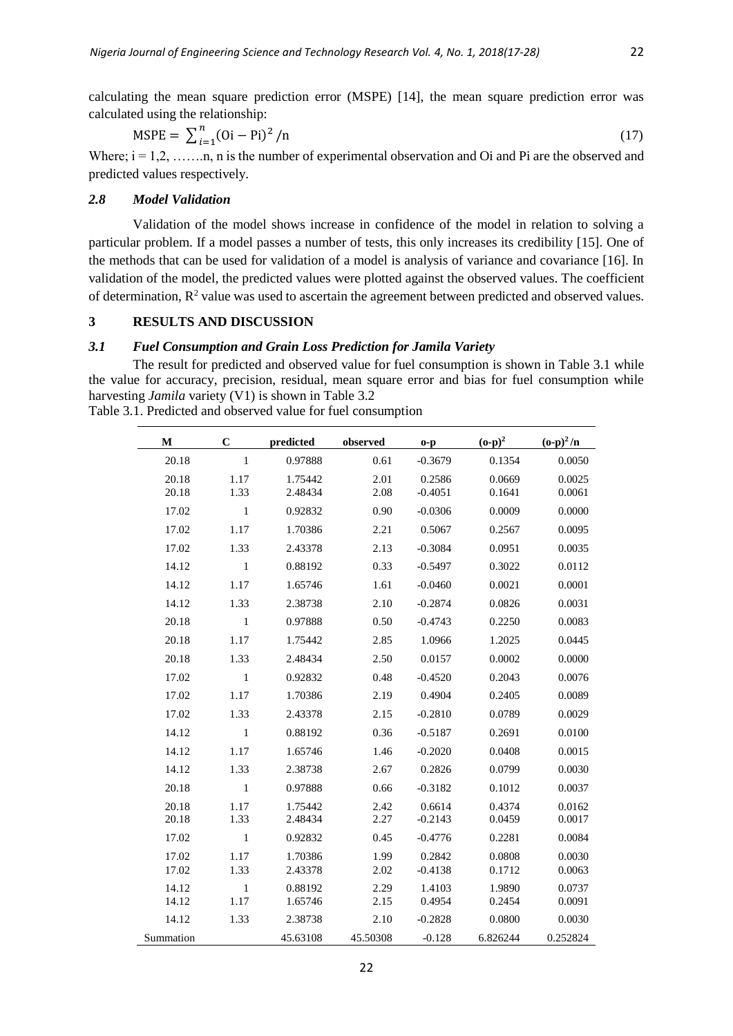calculating the mean square prediction error (MSPE) [14], the mean square prediction error was calculated using the relationship:

$$\text{MSPE} = \sum_{i=1}^{n} (\text{Oi} - \text{Pi})^2 / \text{n} \tag{17}$$

Where; i = 1,2, …….n, n is the number of experimental observation and Oi and Pi are the observed and predicted values respectively.

### *2.8 Model Validation*

Validation of the model shows increase in confidence of the model in relation to solving a particular problem. If a model passes a number of tests, this only increases its credibility [15]. One of the methods that can be used for validation of a model is analysis of variance and covariance [16]. In validation of the model, the predicted values were plotted against the observed values. The coefficient of determination, $R^2$ value was used to ascertain the agreement between predicted and observed values.

## 3 RESULTS AND DISCUSSION

### *3.1 Fuel Consumption and Grain Loss Prediction for Jamila Variety*

The result for predicted and observed value for fuel consumption is shown in Table 3.1 while the value for accuracy, precision, residual, mean square error and bias for fuel consumption while harvesting *Jamila* variety (V1) is shown in Table 3.2

Table 3.1. Predicted and observed value for fuel consumption

| M | C | predicted | observed | o-p | $(o\text{-}p)^2$ | $(o\text{-}p)^2/n$ |
|---|---|---|---|---|---|---|
| 20.18 | 1 | 0.97888 | 0.61 | -0.3679 | 0.1354 | 0.0050 |
| 20.18 | 1.17 | 1.75442 | 2.01 | 0.2586 | 0.0669 | 0.0025 |
| 20.18 | 1.33 | 2.48434 | 2.08 | -0.4051 | 0.1641 | 0.0061 |
| 17.02 | 1 | 0.92832 | 0.90 | -0.0306 | 0.0009 | 0.0000 |
| 17.02 | 1.17 | 1.70386 | 2.21 | 0.5067 | 0.2567 | 0.0095 |
| 17.02 | 1.33 | 2.43378 | 2.13 | -0.3084 | 0.0951 | 0.0035 |
| 14.12 | 1 | 0.88192 | 0.33 | -0.5497 | 0.3022 | 0.0112 |
| 14.12 | 1.17 | 1.65746 | 1.61 | -0.0460 | 0.0021 | 0.0001 |
| 14.12 | 1.33 | 2.38738 | 2.10 | -0.2874 | 0.0826 | 0.0031 |
| 20.18 | 1 | 0.97888 | 0.50 | -0.4743 | 0.2250 | 0.0083 |
| 20.18 | 1.17 | 1.75442 | 2.85 | 1.0966 | 1.2025 | 0.0445 |
| 20.18 | 1.33 | 2.48434 | 2.50 | 0.0157 | 0.0002 | 0.0000 |
| 17.02 | 1 | 0.92832 | 0.48 | -0.4520 | 0.2043 | 0.0076 |
| 17.02 | 1.17 | 1.70386 | 2.19 | 0.4904 | 0.2405 | 0.0089 |
| 17.02 | 1.33 | 2.43378 | 2.15 | -0.2810 | 0.0789 | 0.0029 |
| 14.12 | 1 | 0.88192 | 0.36 | -0.5187 | 0.2691 | 0.0100 |
| 14.12 | 1.17 | 1.65746 | 1.46 | -0.2020 | 0.0408 | 0.0015 |
| 14.12 | 1.33 | 2.38738 | 2.67 | 0.2826 | 0.0799 | 0.0030 |
| 20.18 | 1 | 0.97888 | 0.66 | -0.3182 | 0.1012 | 0.0037 |
| 20.18 | 1.17 | 1.75442 | 2.42 | 0.6614 | 0.4374 | 0.0162 |
| 20.18 | 1.33 | 2.48434 | 2.27 | -0.2143 | 0.0459 | 0.0017 |
| 17.02 | 1 | 0.92832 | 0.45 | -0.4776 | 0.2281 | 0.0084 |
| 17.02 | 1.17 | 1.70386 | 1.99 | 0.2842 | 0.0808 | 0.0030 |
| 17.02 | 1.33 | 2.43378 | 2.02 | -0.4138 | 0.1712 | 0.0063 |
| 14.12 | 1 | 0.88192 | 2.29 | 1.4103 | 1.9890 | 0.0737 |
| 14.12 | 1.17 | 1.65746 | 2.15 | 0.4954 | 0.2454 | 0.0091 |
| 14.12 | 1.33 | 2.38738 | 2.10 | -0.2828 | 0.0800 | 0.0030 |
| Summation | | 45.63108 | 45.50308 | -0.128 | 6.826244 | 0.252824 |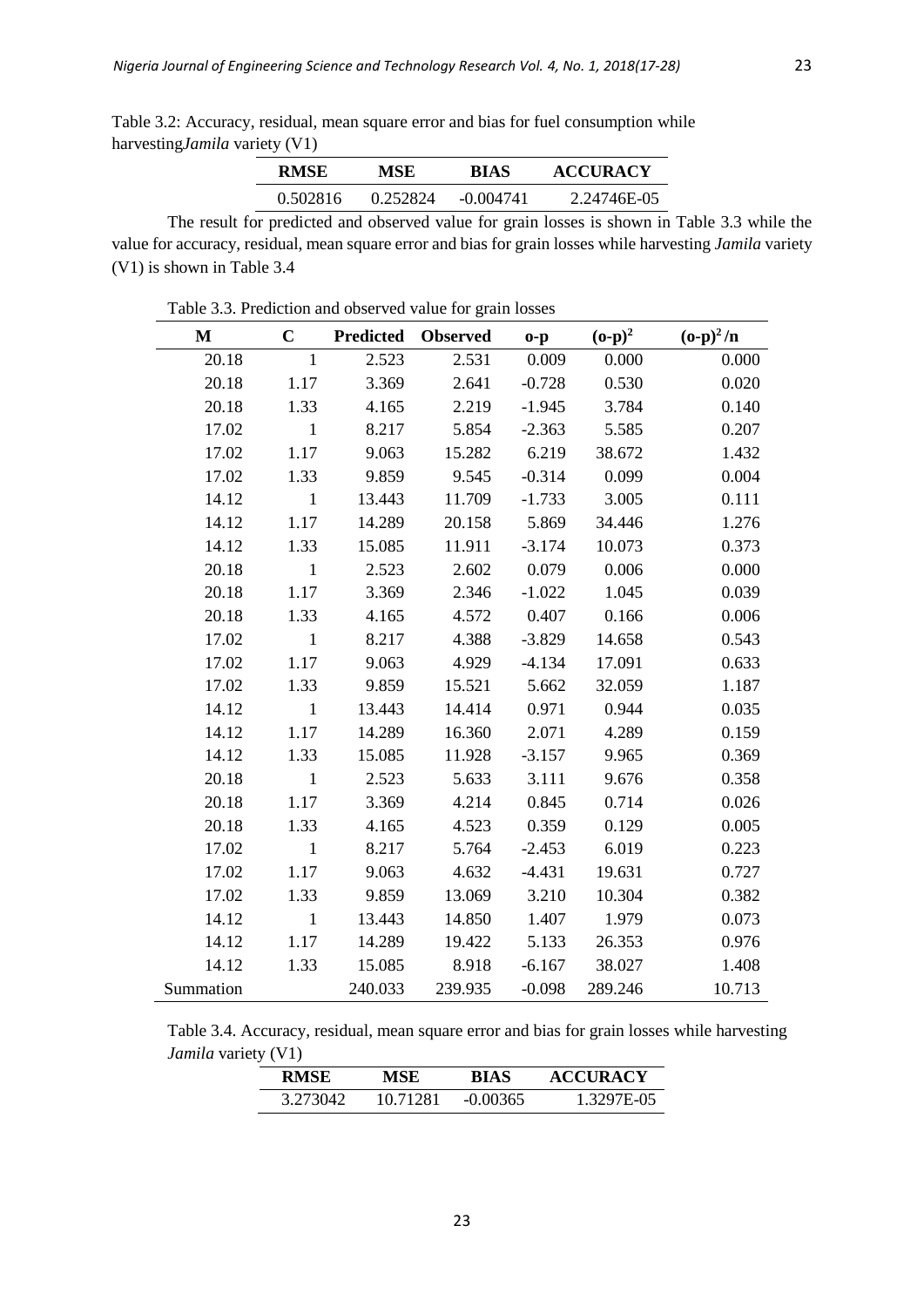Table 3.2: Accuracy, residual, mean square error and bias for fuel consumption while harvesting*Jamila* variety (V1)

| RMSE | MSE | BIAS | ACCURACY |
|---|---|---|---|
| 0.502816 | 0.252824 | -0.004741 | 2.24746E-05 |

The result for predicted and observed value for grain losses is shown in Table 3.3 while the value for accuracy, residual, mean square error and bias for grain losses while harvesting *Jamila* variety (V1) is shown in Table 3.4

Table 3.3. Prediction and observed value for grain losses

| M | C | Predicted | Observed | o-p | $(o\text{-}p)^2$ | $(o\text{-}p)^2/n$ |
|---|---|---|---|---|---|---|
| 20.18 | 1 | 2.523 | 2.531 | 0.009 | 0.000 | 0.000 |
| 20.18 | 1.17 | 3.369 | 2.641 | -0.728 | 0.530 | 0.020 |
| 20.18 | 1.33 | 4.165 | 2.219 | -1.945 | 3.784 | 0.140 |
| 17.02 | 1 | 8.217 | 5.854 | -2.363 | 5.585 | 0.207 |
| 17.02 | 1.17 | 9.063 | 15.282 | 6.219 | 38.672 | 1.432 |
| 17.02 | 1.33 | 9.859 | 9.545 | -0.314 | 0.099 | 0.004 |
| 14.12 | 1 | 13.443 | 11.709 | -1.733 | 3.005 | 0.111 |
| 14.12 | 1.17 | 14.289 | 20.158 | 5.869 | 34.446 | 1.276 |
| 14.12 | 1.33 | 15.085 | 11.911 | -3.174 | 10.073 | 0.373 |
| 20.18 | 1 | 2.523 | 2.602 | 0.079 | 0.006 | 0.000 |
| 20.18 | 1.17 | 3.369 | 2.346 | -1.022 | 1.045 | 0.039 |
| 20.18 | 1.33 | 4.165 | 4.572 | 0.407 | 0.166 | 0.006 |
| 17.02 | 1 | 8.217 | 4.388 | -3.829 | 14.658 | 0.543 |
| 17.02 | 1.17 | 9.063 | 4.929 | -4.134 | 17.091 | 0.633 |
| 17.02 | 1.33 | 9.859 | 15.521 | 5.662 | 32.059 | 1.187 |
| 14.12 | 1 | 13.443 | 14.414 | 0.971 | 0.944 | 0.035 |
| 14.12 | 1.17 | 14.289 | 16.360 | 2.071 | 4.289 | 0.159 |
| 14.12 | 1.33 | 15.085 | 11.928 | -3.157 | 9.965 | 0.369 |
| 20.18 | 1 | 2.523 | 5.633 | 3.111 | 9.676 | 0.358 |
| 20.18 | 1.17 | 3.369 | 4.214 | 0.845 | 0.714 | 0.026 |
| 20.18 | 1.33 | 4.165 | 4.523 | 0.359 | 0.129 | 0.005 |
| 17.02 | 1 | 8.217 | 5.764 | -2.453 | 6.019 | 0.223 |
| 17.02 | 1.17 | 9.063 | 4.632 | -4.431 | 19.631 | 0.727 |
| 17.02 | 1.33 | 9.859 | 13.069 | 3.210 | 10.304 | 0.382 |
| 14.12 | 1 | 13.443 | 14.850 | 1.407 | 1.979 | 0.073 |
| 14.12 | 1.17 | 14.289 | 19.422 | 5.133 | 26.353 | 0.976 |
| 14.12 | 1.33 | 15.085 | 8.918 | -6.167 | 38.027 | 1.408 |
| Summation | | 240.033 | 239.935 | -0.098 | 289.246 | 10.713 |

Table 3.4. Accuracy, residual, mean square error and bias for grain losses while harvesting *Jamila* variety (V1)

| RMSE | MSE | BIAS | ACCURACY |
|---|---|---|---|
| 3.273042 | 10.71281 | -0.00365 | 1.3297E-05 |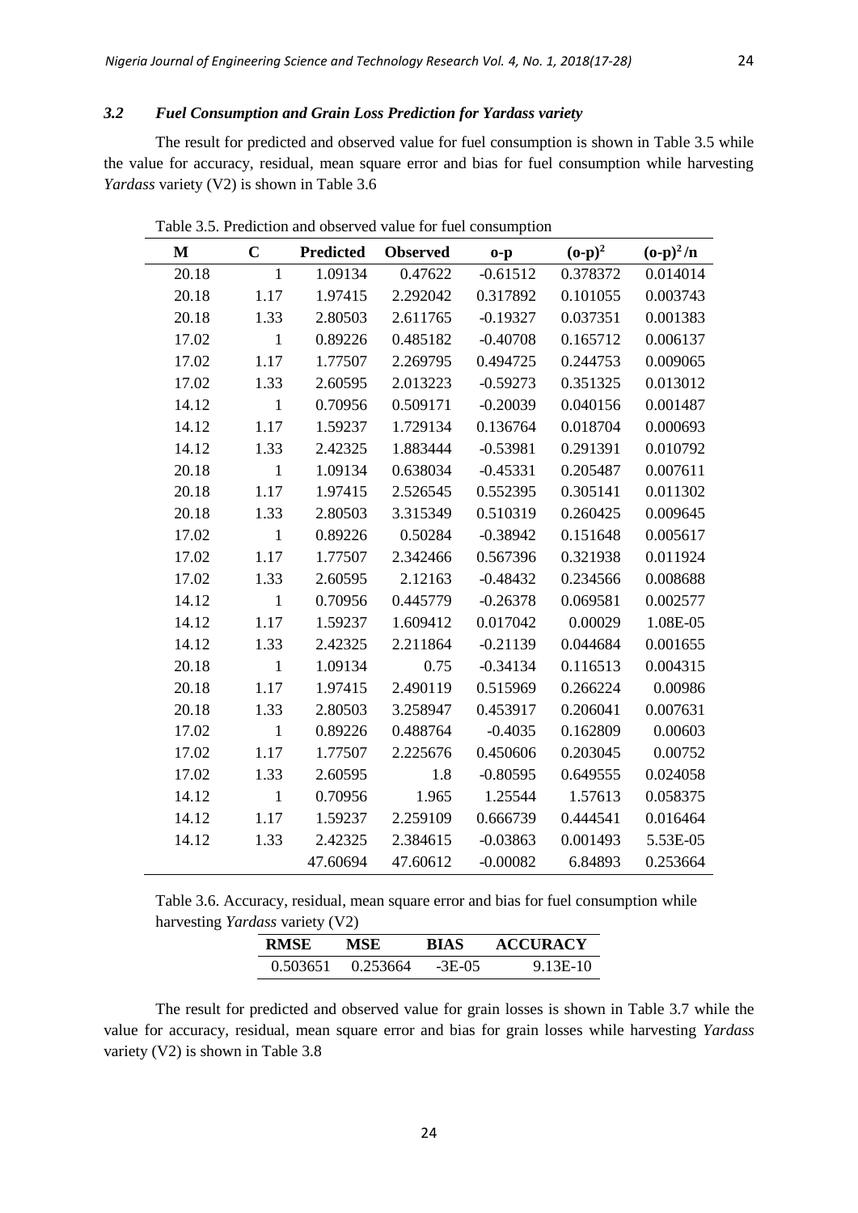### *3.2 Fuel Consumption and Grain Loss Prediction for Yardass variety*

The result for predicted and observed value for fuel consumption is shown in Table 3.5 while the value for accuracy, residual, mean square error and bias for fuel consumption while harvesting *Yardass* variety (V2) is shown in Table 3.6

Table 3.5. Prediction and observed value for fuel consumption

| M | C | Predicted | Observed | o-p | $(o-p)^2$ | $(o-p)^2/n$ |
|---|---|---|---|---|---|---|
| 20.18 | 1 | 1.09134 | 0.47622 | -0.61512 | 0.378372 | 0.014014 |
| 20.18 | 1.17 | 1.97415 | 2.292042 | 0.317892 | 0.101055 | 0.003743 |
| 20.18 | 1.33 | 2.80503 | 2.611765 | -0.19327 | 0.037351 | 0.001383 |
| 17.02 | 1 | 0.89226 | 0.485182 | -0.40708 | 0.165712 | 0.006137 |
| 17.02 | 1.17 | 1.77507 | 2.269795 | 0.494725 | 0.244753 | 0.009065 |
| 17.02 | 1.33 | 2.60595 | 2.013223 | -0.59273 | 0.351325 | 0.013012 |
| 14.12 | 1 | 0.70956 | 0.509171 | -0.20039 | 0.040156 | 0.001487 |
| 14.12 | 1.17 | 1.59237 | 1.729134 | 0.136764 | 0.018704 | 0.000693 |
| 14.12 | 1.33 | 2.42325 | 1.883444 | -0.53981 | 0.291391 | 0.010792 |
| 20.18 | 1 | 1.09134 | 0.638034 | -0.45331 | 0.205487 | 0.007611 |
| 20.18 | 1.17 | 1.97415 | 2.526545 | 0.552395 | 0.305141 | 0.011302 |
| 20.18 | 1.33 | 2.80503 | 3.315349 | 0.510319 | 0.260425 | 0.009645 |
| 17.02 | 1 | 0.89226 | 0.50284 | -0.38942 | 0.151648 | 0.005617 |
| 17.02 | 1.17 | 1.77507 | 2.342466 | 0.567396 | 0.321938 | 0.011924 |
| 17.02 | 1.33 | 2.60595 | 2.12163 | -0.48432 | 0.234566 | 0.008688 |
| 14.12 | 1 | 0.70956 | 0.445779 | -0.26378 | 0.069581 | 0.002577 |
| 14.12 | 1.17 | 1.59237 | 1.609412 | 0.017042 | 0.00029 | 1.08E-05 |
| 14.12 | 1.33 | 2.42325 | 2.211864 | -0.21139 | 0.044684 | 0.001655 |
| 20.18 | 1 | 1.09134 | 0.75 | -0.34134 | 0.116513 | 0.004315 |
| 20.18 | 1.17 | 1.97415 | 2.490119 | 0.515969 | 0.266224 | 0.00986 |
| 20.18 | 1.33 | 2.80503 | 3.258947 | 0.453917 | 0.206041 | 0.007631 |
| 17.02 | 1 | 0.89226 | 0.488764 | -0.4035 | 0.162809 | 0.00603 |
| 17.02 | 1.17 | 1.77507 | 2.225676 | 0.450606 | 0.203045 | 0.00752 |
| 17.02 | 1.33 | 2.60595 | 1.8 | -0.80595 | 0.649555 | 0.024058 |
| 14.12 | 1 | 0.70956 | 1.965 | 1.25544 | 1.57613 | 0.058375 |
| 14.12 | 1.17 | 1.59237 | 2.259109 | 0.666739 | 0.444541 | 0.016464 |
| 14.12 | 1.33 | 2.42325 | 2.384615 | -0.03863 | 0.001493 | 5.53E-05 |
| | | 47.60694 | 47.60612 | -0.00082 | 6.84893 | 0.253664 |

Table 3.6. Accuracy, residual, mean square error and bias for fuel consumption while harvesting *Yardass* variety (V2)

| RMSE | MSE | BIAS | ACCURACY |
|---|---|---|---|
| 0.503651 | 0.253664 | -3E-05 | 9.13E-10 |

The result for predicted and observed value for grain losses is shown in Table 3.7 while the value for accuracy, residual, mean square error and bias for grain losses while harvesting *Yardass* variety (V2) is shown in Table 3.8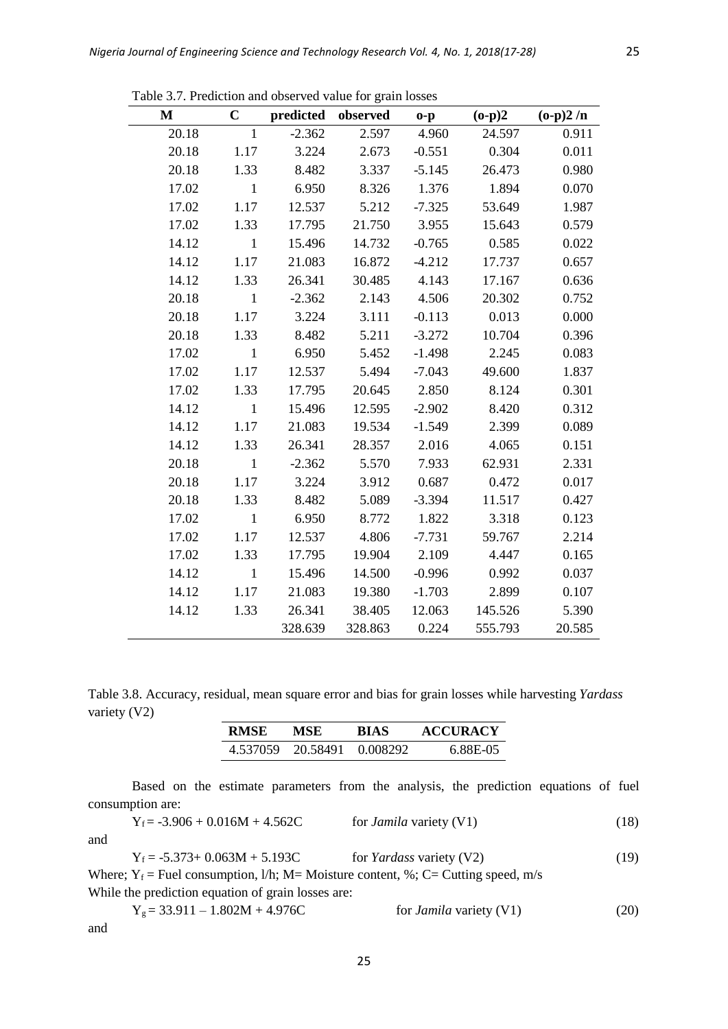Table 3.7. Prediction and observed value for grain losses

| M | C | predicted | observed | o-p | (o-p)2 | (o-p)2 /n |
|---|---|---|---|---|---|---|
| 20.18 | 1 | -2.362 | 2.597 | 4.960 | 24.597 | 0.911 |
| 20.18 | 1.17 | 3.224 | 2.673 | -0.551 | 0.304 | 0.011 |
| 20.18 | 1.33 | 8.482 | 3.337 | -5.145 | 26.473 | 0.980 |
| 17.02 | 1 | 6.950 | 8.326 | 1.376 | 1.894 | 0.070 |
| 17.02 | 1.17 | 12.537 | 5.212 | -7.325 | 53.649 | 1.987 |
| 17.02 | 1.33 | 17.795 | 21.750 | 3.955 | 15.643 | 0.579 |
| 14.12 | 1 | 15.496 | 14.732 | -0.765 | 0.585 | 0.022 |
| 14.12 | 1.17 | 21.083 | 16.872 | -4.212 | 17.737 | 0.657 |
| 14.12 | 1.33 | 26.341 | 30.485 | 4.143 | 17.167 | 0.636 |
| 20.18 | 1 | -2.362 | 2.143 | 4.506 | 20.302 | 0.752 |
| 20.18 | 1.17 | 3.224 | 3.111 | -0.113 | 0.013 | 0.000 |
| 20.18 | 1.33 | 8.482 | 5.211 | -3.272 | 10.704 | 0.396 |
| 17.02 | 1 | 6.950 | 5.452 | -1.498 | 2.245 | 0.083 |
| 17.02 | 1.17 | 12.537 | 5.494 | -7.043 | 49.600 | 1.837 |
| 17.02 | 1.33 | 17.795 | 20.645 | 2.850 | 8.124 | 0.301 |
| 14.12 | 1 | 15.496 | 12.595 | -2.902 | 8.420 | 0.312 |
| 14.12 | 1.17 | 21.083 | 19.534 | -1.549 | 2.399 | 0.089 |
| 14.12 | 1.33 | 26.341 | 28.357 | 2.016 | 4.065 | 0.151 |
| 20.18 | 1 | -2.362 | 5.570 | 7.933 | 62.931 | 2.331 |
| 20.18 | 1.17 | 3.224 | 3.912 | 0.687 | 0.472 | 0.017 |
| 20.18 | 1.33 | 8.482 | 5.089 | -3.394 | 11.517 | 0.427 |
| 17.02 | 1 | 6.950 | 8.772 | 1.822 | 3.318 | 0.123 |
| 17.02 | 1.17 | 12.537 | 4.806 | -7.731 | 59.767 | 2.214 |
| 17.02 | 1.33 | 17.795 | 19.904 | 2.109 | 4.447 | 0.165 |
| 14.12 | 1 | 15.496 | 14.500 | -0.996 | 0.992 | 0.037 |
| 14.12 | 1.17 | 21.083 | 19.380 | -1.703 | 2.899 | 0.107 |
| 14.12 | 1.33 | 26.341 | 38.405 | 12.063 | 145.526 | 5.390 |
| | | 328.639 | 328.863 | 0.224 | 555.793 | 20.585 |

Table 3.8. Accuracy, residual, mean square error and bias for grain losses while harvesting *Yardass* variety (V2)

| RMSE | MSE | BIAS | ACCURACY |
|---|---|---|---|
| 4.537059 | 20.58491 | 0.008292 | 6.88E-05 |

Based on the estimate parameters from the analysis, the prediction equations of fuel consumption are:

$$Y_f = -3.906 + 0.016M + 4.562C \quad \text{for } Jamila \text{ variety (V1)} \tag{18}$$

and

$$Y_f = -5.373 + 0.063M + 5.193C \quad \text{for } Yardass \text{ variety (V2)} \tag{19}$$

Where; $Y_f$ = Fuel consumption, l/h; M= Moisture content, %; C= Cutting speed, m/s

While the prediction equation of grain losses are:

$$Y_g = 33.911 - 1.802M + 4.976C \quad \text{for } Jamila \text{ variety (V1)} \tag{20}$$

and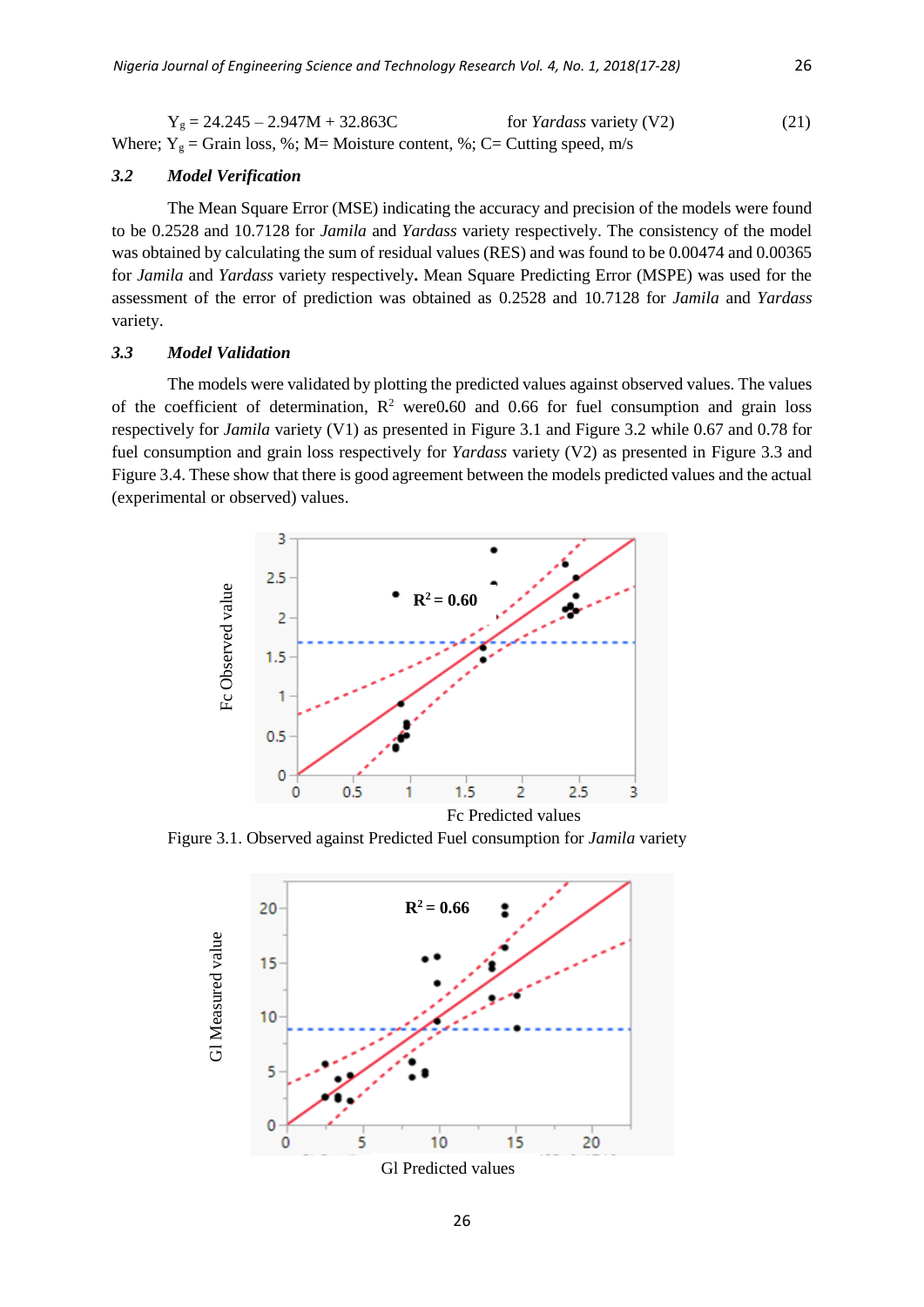$$Y_g = 24.245 - 2.947M + 32.863C \qquad \text{for } \textit{Yardass} \text{ variety (V2)} \qquad (21)$$

Where; $Y_g$ = Grain loss, %; M= Moisture content, %; C= Cutting speed, m/s

### 3.2 Model Verification

The Mean Square Error (MSE) indicating the accuracy and precision of the models were found to be 0.2528 and 10.7128 for *Jamila* and *Yardass* variety respectively. The consistency of the model was obtained by calculating the sum of residual values (RES) and was found to be 0.00474 and 0.00365 for *Jamila* and *Yardass* variety respectively**.** Mean Square Predicting Error (MSPE) was used for the assessment of the error of prediction was obtained as 0.2528 and 10.7128 for *Jamila* and *Yardass* variety.

### 3.3 Model Validation

The models were validated by plotting the predicted values against observed values. The values of the coefficient of determination, $R^2$ were0.60 and 0.66 for fuel consumption and grain loss respectively for *Jamila* variety (V1) as presented in Figure 3.1 and Figure 3.2 while 0.67 and 0.78 for fuel consumption and grain loss respectively for *Yardass* variety (V2) as presented in Figure 3.3 and Figure 3.4. These show that there is good agreement between the models predicted values and the actual (experimental or observed) values.

Figure 3.1. Observed against Predicted Fuel consumption for *Jamila* variety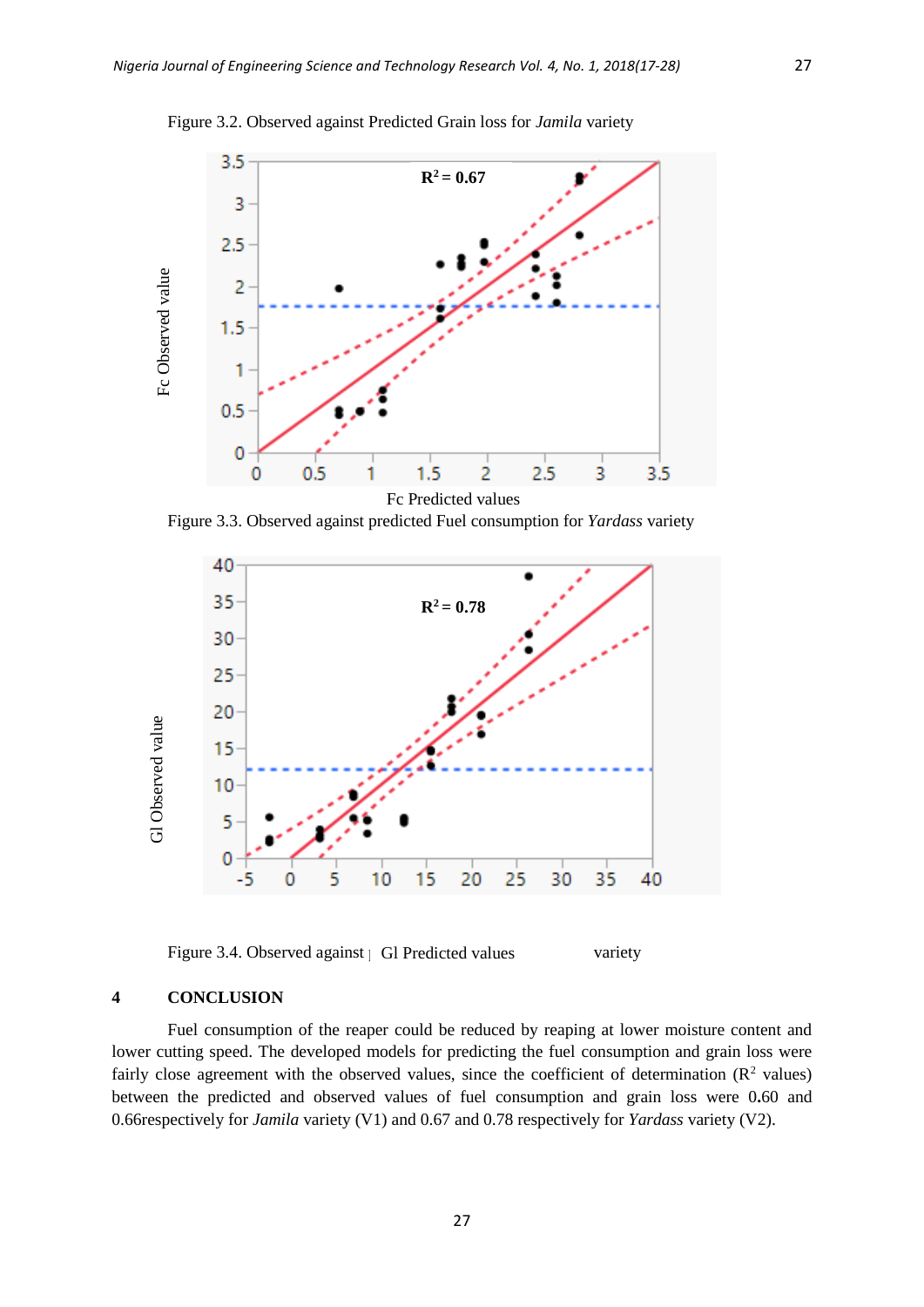Figure 3.2. Observed against Predicted Grain loss for *Jamila* variety

Fc Observed value

$R^2 = 0.67$

Fc Predicted values

Figure 3.3. Observed against predicted Fuel consumption for *Yardass* variety

Gl Observed value

$R^2 = 0.78$

Figure 3.4. Observed against Gl Predicted values variety

## 4 CONCLUSION

Fuel consumption of the reaper could be reduced by reaping at lower moisture content and lower cutting speed. The developed models for predicting the fuel consumption and grain loss were fairly close agreement with the observed values, since the coefficient of determination ($R^2$ values) between the predicted and observed values of fuel consumption and grain loss were 0.60 and 0.66respectively for *Jamila* variety (V1) and 0.67 and 0.78 respectively for *Yardass* variety (V2).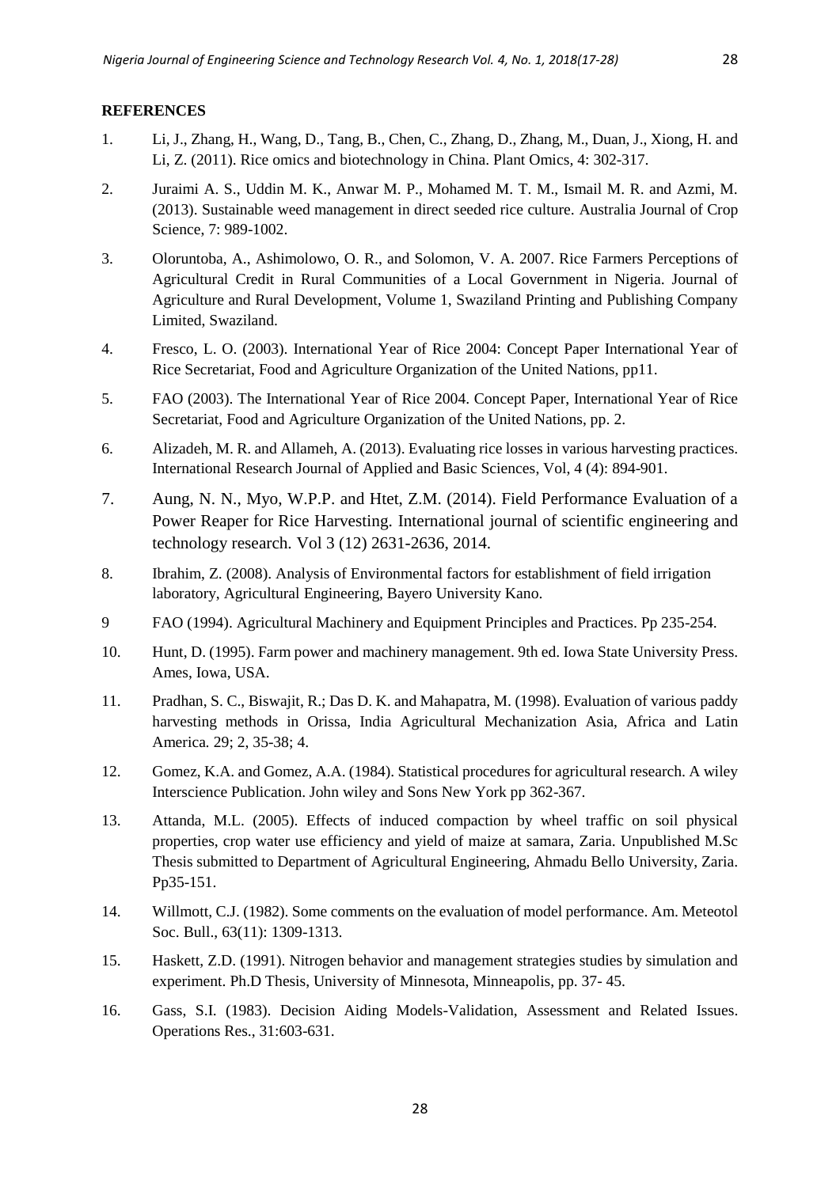**REFERENCES**

1. Li, J., Zhang, H., Wang, D., Tang, B., Chen, C., Zhang, D., Zhang, M., Duan, J., Xiong, H. and Li, Z. (2011). Rice omics and biotechnology in China. Plant Omics, 4: 302-317.
2. Juraimi A. S., Uddin M. K., Anwar M. P., Mohamed M. T. M., Ismail M. R. and Azmi, M. (2013). Sustainable weed management in direct seeded rice culture. Australia Journal of Crop Science, 7: 989-1002.
3. Oloruntoba, A., Ashimolowo, O. R., and Solomon, V. A. 2007. Rice Farmers Perceptions of Agricultural Credit in Rural Communities of a Local Government in Nigeria. Journal of Agriculture and Rural Development, Volume 1, Swaziland Printing and Publishing Company Limited, Swaziland.
4. Fresco, L. O. (2003). International Year of Rice 2004: Concept Paper International Year of Rice Secretariat, Food and Agriculture Organization of the United Nations, pp11.
5. FAO (2003). The International Year of Rice 2004. Concept Paper, International Year of Rice Secretariat, Food and Agriculture Organization of the United Nations, pp. 2.
6. Alizadeh, M. R. and Allameh, A. (2013). Evaluating rice losses in various harvesting practices. International Research Journal of Applied and Basic Sciences, Vol, 4 (4): 894-901.
7. Aung, N. N., Myo, W.P.P. and Htet, Z.M. (2014). Field Performance Evaluation of a Power Reaper for Rice Harvesting. International journal of scientific engineering and technology research. Vol 3 (12) 2631-2636, 2014.
8. Ibrahim, Z. (2008). Analysis of Environmental factors for establishment of field irrigation laboratory, Agricultural Engineering, Bayero University Kano.
9. FAO (1994). Agricultural Machinery and Equipment Principles and Practices. Pp 235-254.
10. Hunt, D. (1995). Farm power and machinery management. 9th ed. Iowa State University Press. Ames, Iowa, USA.
11. Pradhan, S. C., Biswajit, R.; Das D. K. and Mahapatra, M. (1998). Evaluation of various paddy harvesting methods in Orissa, India Agricultural Mechanization Asia, Africa and Latin America. 29; 2, 35-38; 4.
12. Gomez, K.A. and Gomez, A.A. (1984). Statistical procedures for agricultural research. A wiley Interscience Publication. John wiley and Sons New York pp 362-367.
13. Attanda, M.L. (2005). Effects of induced compaction by wheel traffic on soil physical properties, crop water use efficiency and yield of maize at samara, Zaria. Unpublished M.Sc Thesis submitted to Department of Agricultural Engineering, Ahmadu Bello University, Zaria. Pp35-151.
14. Willmott, C.J. (1982). Some comments on the evaluation of model performance. Am. Meteotol Soc. Bull., 63(11): 1309-1313.
15. Haskett, Z.D. (1991). Nitrogen behavior and management strategies studies by simulation and experiment. Ph.D Thesis, University of Minnesota, Minneapolis, pp. 37- 45.
16. Gass, S.I. (1983). Decision Aiding Models-Validation, Assessment and Related Issues. Operations Res., 31:603-631.